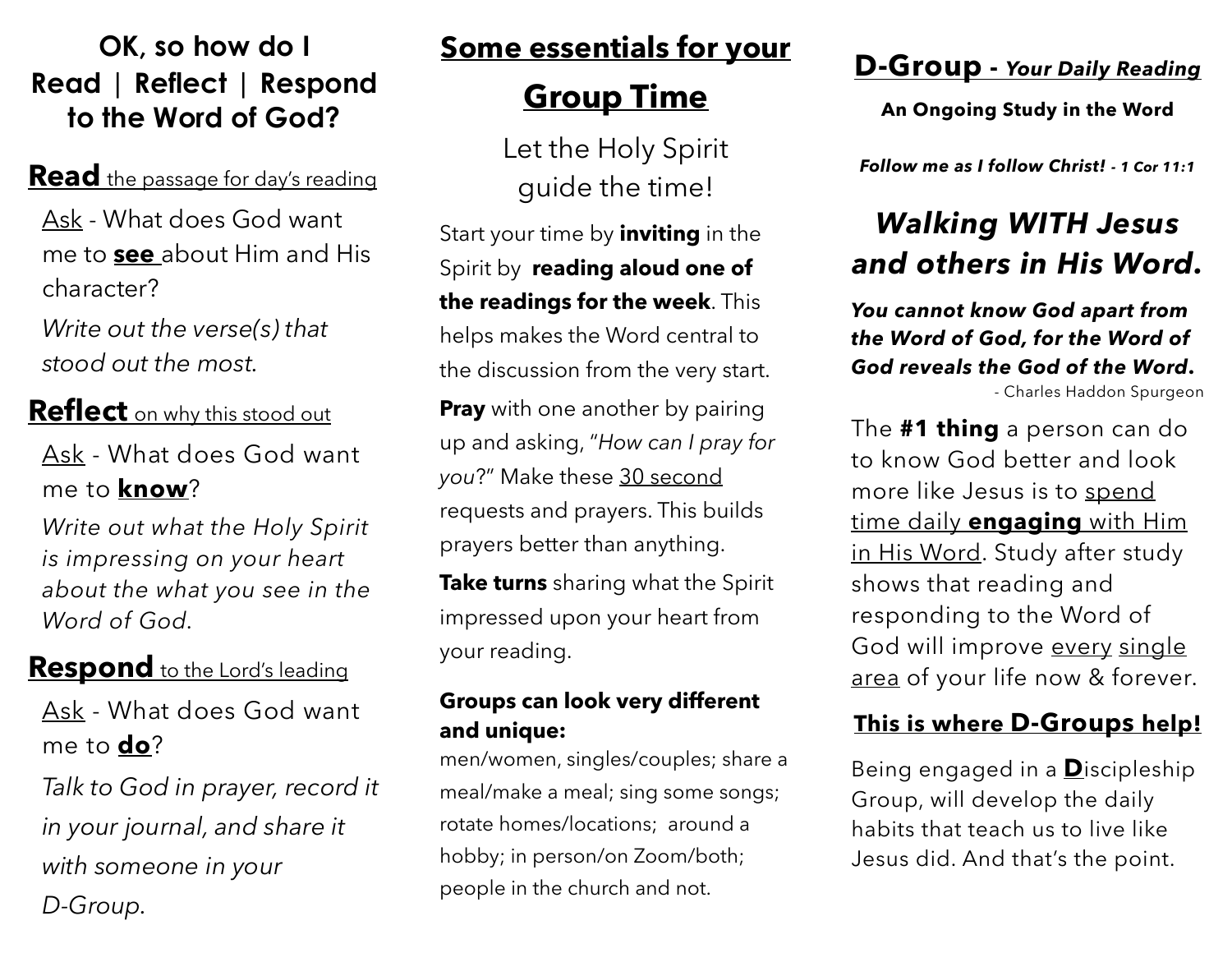# OK, so how do I Read | Reflect | Respond to the Word of God?

**Read** the passage for day's reading

Ask - What does God want me to **see** about Him and His character?

*Write out the verse(s) that stood out the most.*

**Reflect** on why this stood out

Ask - What does God want me to **know**?

*Write out what the Holy Spirit is impressing on your heart about the what you see in the Word of God.*

**Respond** to the Lord's leading

Ask - What does God want me to **do**?

*Talk to God in prayer, record it in your journal, and share it with someone in your D-Group.*

## Some essentials for your Group Time

Let the Holy Spirit guide the time!

Start your time by **inviting** in the Spirit by **reading aloud one of the readings for the week**. This helps makes the Word central to the discussion from the very start.

**Pray** with one another by pairing up and asking, "*How can I pray for you*?" Make these 30 second requests and prayers. This builds prayers better than anything.

**Take turns** sharing what the Spirit impressed upon your heart from your reading.

**Groups can look very different and unique:**
men/women, singles/couples; share a meal/make a meal; sing some songs; rotate homes/locations; around a hobby; in person/on Zoom/both; people in the church and not.

## D-Group - *Your Daily Reading*

**An Ongoing Study in the Word**

***Follow me as I follow Christ! - 1 Cor 11:1***

## *Walking WITH Jesus and others in His Word.*

***You cannot know God apart from the Word of God, for the Word of God reveals the God of the Word.***
- Charles Haddon Spurgeon

The **#1 thing** a person can do to know God better and look more like Jesus is to spend time daily **engaging** with Him in His Word. Study after study shows that reading and responding to the Word of God will improve every single area of your life now & forever.

**This is where D-Groups help!**

Being engaged in a **D**iscipleship Group, will develop the daily habits that teach us to live like Jesus did. And that's the point.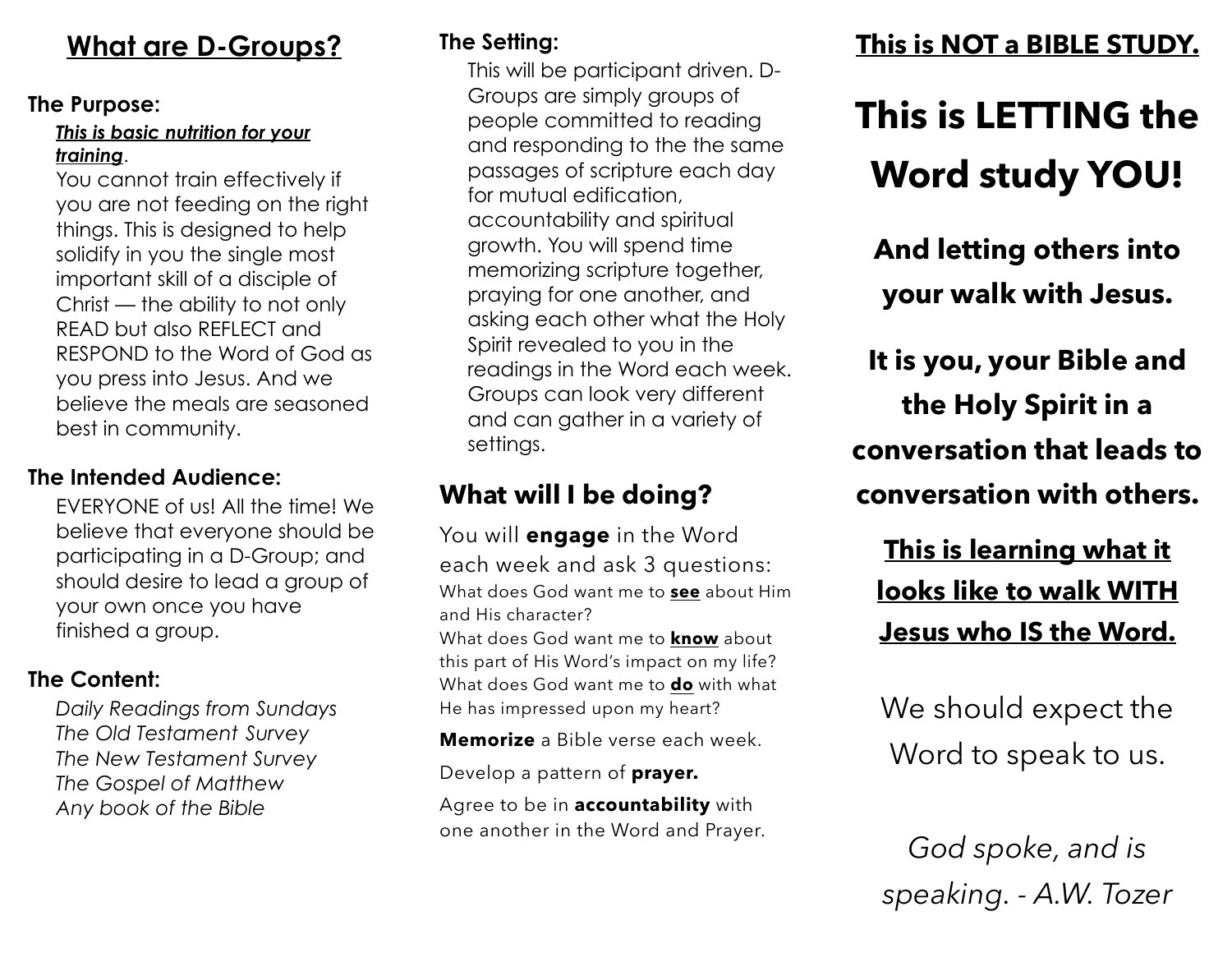## What are D-Groups?

**The Purpose:**

***This is basic nutrition for your training*.**
You cannot train effectively if you are not feeding on the right things. This is designed to help solidify in you the single most important skill of a disciple of Christ — the ability to not only READ but also REFLECT and RESPOND to the Word of God as you press into Jesus. And we believe the meals are seasoned best in community.

**The Intended Audience:**

EVERYONE of us! All the time! We believe that everyone should be participating in a D-Group; and should desire to lead a group of your own once you have finished a group.

**The Content:**

*Daily Readings from Sundays*
*The Old Testament Survey*
*The New Testament Survey*
*The Gospel of Matthew*
*Any book of the Bible*

**The Setting:**

This will be participant driven. D-Groups are simply groups of people committed to reading and responding to the the same passages of scripture each day for mutual edification, accountability and spiritual growth. You will spend time memorizing scripture together, praying for one another, and asking each other what the Holy Spirit revealed to you in the readings in the Word each week. Groups can look very different and can gather in a variety of settings.

## What will I be doing?

You will **engage** in the Word each week and ask 3 questions:
What does God want me to **see** about Him and His character?
What does God want me to **know** about this part of His Word's impact on my life?
What does God want me to **do** with what He has impressed upon my heart?

**Memorize** a Bible verse each week.

Develop a pattern of **prayer.**

Agree to be in **accountability** with one another in the Word and Prayer.

**This is NOT a BIBLE STUDY.**

# This is LETTING the Word study YOU!

**And letting others into your walk with Jesus.**

**It is you, your Bible and the Holy Spirit in a conversation that leads to conversation with others.**

**This is learning what it looks like to walk WITH Jesus who IS the Word.**

We should expect the Word to speak to us.

*God spoke, and is speaking. - A.W. Tozer*